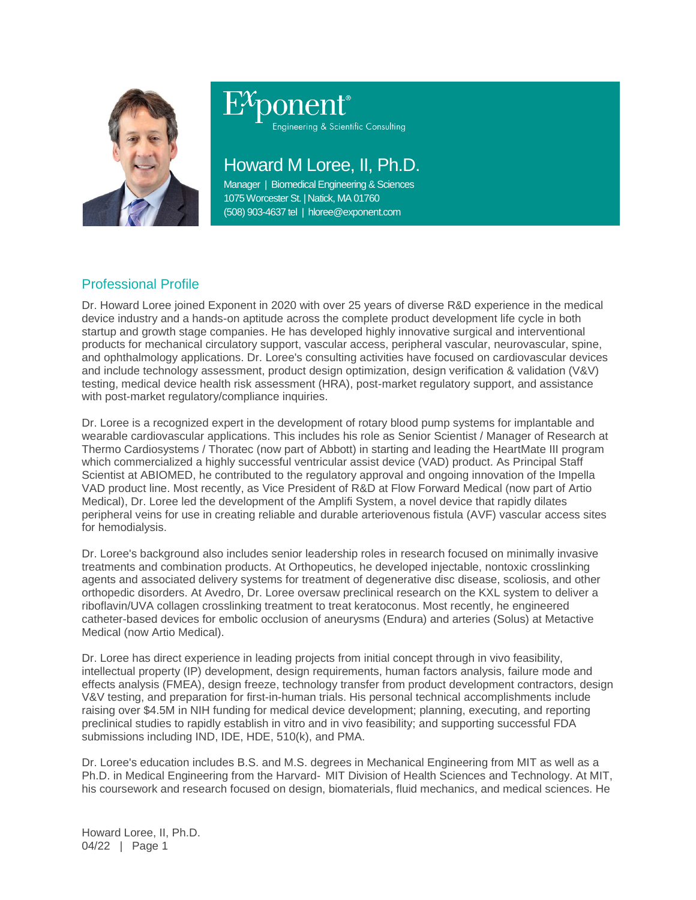Exponent®
Engineering & Scientific Consulting

# Howard M Loree, II, Ph.D.

Manager | Biomedical Engineering & Sciences
1075 Worcester St. | Natick, MA 01760
(508) 903-4637 tel | hloree@exponent.com

## Professional Profile

Dr. Howard Loree joined Exponent in 2020 with over 25 years of diverse R&D experience in the medical device industry and a hands-on aptitude across the complete product development life cycle in both startup and growth stage companies. He has developed highly innovative surgical and interventional products for mechanical circulatory support, vascular access, peripheral vascular, neurovascular, spine, and ophthalmology applications. Dr. Loree's consulting activities have focused on cardiovascular devices and include technology assessment, product design optimization, design verification & validation (V&V) testing, medical device health risk assessment (HRA), post-market regulatory support, and assistance with post-market regulatory/compliance inquiries.

Dr. Loree is a recognized expert in the development of rotary blood pump systems for implantable and wearable cardiovascular applications. This includes his role as Senior Scientist / Manager of Research at Thermo Cardiosystems / Thoratec (now part of Abbott) in starting and leading the HeartMate III program which commercialized a highly successful ventricular assist device (VAD) product. As Principal Staff Scientist at ABIOMED, he contributed to the regulatory approval and ongoing innovation of the Impella VAD product line. Most recently, as Vice President of R&D at Flow Forward Medical (now part of Artio Medical), Dr. Loree led the development of the Amplifi System, a novel device that rapidly dilates peripheral veins for use in creating reliable and durable arteriovenous fistula (AVF) vascular access sites for hemodialysis.

Dr. Loree's background also includes senior leadership roles in research focused on minimally invasive treatments and combination products. At Orthopeutics, he developed injectable, nontoxic crosslinking agents and associated delivery systems for treatment of degenerative disc disease, scoliosis, and other orthopedic disorders. At Avedro, Dr. Loree oversaw preclinical research on the KXL system to deliver a riboflavin/UVA collagen crosslinking treatment to treat keratoconus. Most recently, he engineered catheter-based devices for embolic occlusion of aneurysms (Endura) and arteries (Solus) at Metactive Medical (now Artio Medical).

Dr. Loree has direct experience in leading projects from initial concept through in vivo feasibility, intellectual property (IP) development, design requirements, human factors analysis, failure mode and effects analysis (FMEA), design freeze, technology transfer from product development contractors, design V&V testing, and preparation for first-in-human trials. His personal technical accomplishments include raising over $4.5M in NIH funding for medical device development; planning, executing, and reporting preclinical studies to rapidly establish in vitro and in vivo feasibility; and supporting successful FDA submissions including IND, IDE, HDE, 510(k), and PMA.

Dr. Loree's education includes B.S. and M.S. degrees in Mechanical Engineering from MIT as well as a Ph.D. in Medical Engineering from the Harvard- MIT Division of Health Sciences and Technology. At MIT, his coursework and research focused on design, biomaterials, fluid mechanics, and medical sciences. He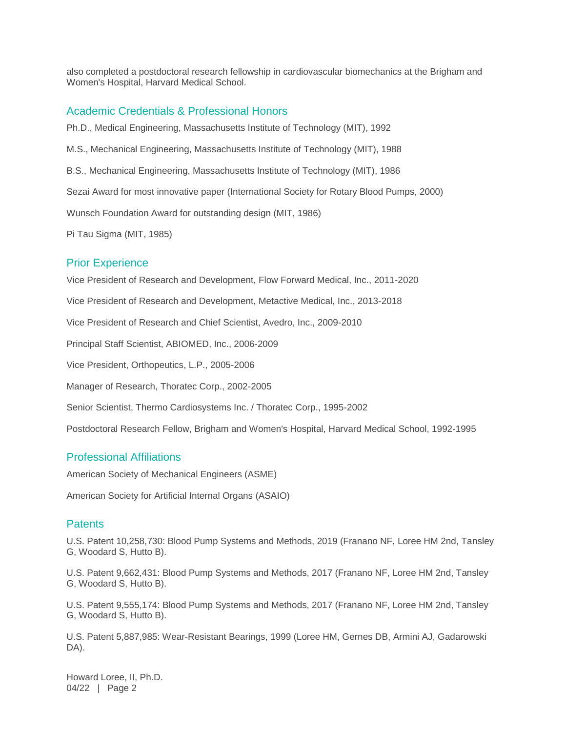also completed a postdoctoral research fellowship in cardiovascular biomechanics at the Brigham and Women's Hospital, Harvard Medical School.

## Academic Credentials & Professional Honors

Ph.D., Medical Engineering, Massachusetts Institute of Technology (MIT), 1992

M.S., Mechanical Engineering, Massachusetts Institute of Technology (MIT), 1988

B.S., Mechanical Engineering, Massachusetts Institute of Technology (MIT), 1986

Sezai Award for most innovative paper (International Society for Rotary Blood Pumps, 2000)

Wunsch Foundation Award for outstanding design (MIT, 1986)

Pi Tau Sigma (MIT, 1985)

## Prior Experience

Vice President of Research and Development, Flow Forward Medical, Inc., 2011-2020

Vice President of Research and Development, Metactive Medical, Inc., 2013-2018

Vice President of Research and Chief Scientist, Avedro, Inc., 2009-2010

Principal Staff Scientist, ABIOMED, Inc., 2006-2009

Vice President, Orthopeutics, L.P., 2005-2006

Manager of Research, Thoratec Corp., 2002-2005

Senior Scientist, Thermo Cardiosystems Inc. / Thoratec Corp., 1995-2002

Postdoctoral Research Fellow, Brigham and Women's Hospital, Harvard Medical School, 1992-1995

## Professional Affiliations

American Society of Mechanical Engineers (ASME)

American Society for Artificial Internal Organs (ASAIO)

## Patents

U.S. Patent 10,258,730: Blood Pump Systems and Methods, 2019 (Franano NF, Loree HM 2nd, Tansley G, Woodard S, Hutto B).

U.S. Patent 9,662,431: Blood Pump Systems and Methods, 2017 (Franano NF, Loree HM 2nd, Tansley G, Woodard S, Hutto B).

U.S. Patent 9,555,174: Blood Pump Systems and Methods, 2017 (Franano NF, Loree HM 2nd, Tansley G, Woodard S, Hutto B).

U.S. Patent 5,887,985: Wear-Resistant Bearings, 1999 (Loree HM, Gernes DB, Armini AJ, Gadarowski DA).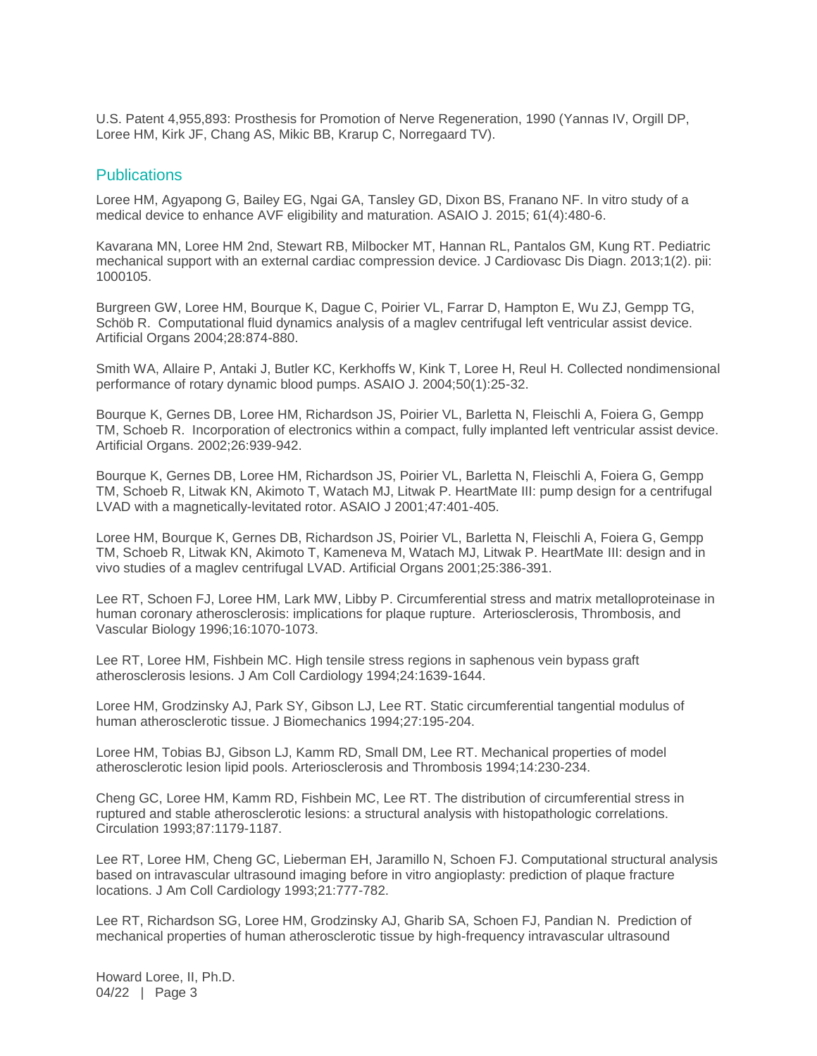U.S. Patent 4,955,893: Prosthesis for Promotion of Nerve Regeneration, 1990 (Yannas IV, Orgill DP, Loree HM, Kirk JF, Chang AS, Mikic BB, Krarup C, Norregaard TV).

## Publications

Loree HM, Agyapong G, Bailey EG, Ngai GA, Tansley GD, Dixon BS, Franano NF. In vitro study of a medical device to enhance AVF eligibility and maturation. ASAIO J. 2015; 61(4):480-6.

Kavarana MN, Loree HM 2nd, Stewart RB, Milbocker MT, Hannan RL, Pantalos GM, Kung RT. Pediatric mechanical support with an external cardiac compression device. J Cardiovasc Dis Diagn. 2013;1(2). pii: 1000105.

Burgreen GW, Loree HM, Bourque K, Dague C, Poirier VL, Farrar D, Hampton E, Wu ZJ, Gempp TG, Schöb R. Computational fluid dynamics analysis of a maglev centrifugal left ventricular assist device. Artificial Organs 2004;28:874-880.

Smith WA, Allaire P, Antaki J, Butler KC, Kerkhoffs W, Kink T, Loree H, Reul H. Collected nondimensional performance of rotary dynamic blood pumps. ASAIO J. 2004;50(1):25-32.

Bourque K, Gernes DB, Loree HM, Richardson JS, Poirier VL, Barletta N, Fleischli A, Foiera G, Gempp TM, Schoeb R. Incorporation of electronics within a compact, fully implanted left ventricular assist device. Artificial Organs. 2002;26:939-942.

Bourque K, Gernes DB, Loree HM, Richardson JS, Poirier VL, Barletta N, Fleischli A, Foiera G, Gempp TM, Schoeb R, Litwak KN, Akimoto T, Watach MJ, Litwak P. HeartMate III: pump design for a centrifugal LVAD with a magnetically-levitated rotor. ASAIO J 2001;47:401-405.

Loree HM, Bourque K, Gernes DB, Richardson JS, Poirier VL, Barletta N, Fleischli A, Foiera G, Gempp TM, Schoeb R, Litwak KN, Akimoto T, Kameneva M, Watach MJ, Litwak P. HeartMate III: design and in vivo studies of a maglev centrifugal LVAD. Artificial Organs 2001;25:386-391.

Lee RT, Schoen FJ, Loree HM, Lark MW, Libby P. Circumferential stress and matrix metalloproteinase in human coronary atherosclerosis: implications for plaque rupture. Arteriosclerosis, Thrombosis, and Vascular Biology 1996;16:1070-1073.

Lee RT, Loree HM, Fishbein MC. High tensile stress regions in saphenous vein bypass graft atherosclerosis lesions. J Am Coll Cardiology 1994;24:1639-1644.

Loree HM, Grodzinsky AJ, Park SY, Gibson LJ, Lee RT. Static circumferential tangential modulus of human atherosclerotic tissue. J Biomechanics 1994;27:195-204.

Loree HM, Tobias BJ, Gibson LJ, Kamm RD, Small DM, Lee RT. Mechanical properties of model atherosclerotic lesion lipid pools. Arteriosclerosis and Thrombosis 1994;14:230-234.

Cheng GC, Loree HM, Kamm RD, Fishbein MC, Lee RT. The distribution of circumferential stress in ruptured and stable atherosclerotic lesions: a structural analysis with histopathologic correlations. Circulation 1993;87:1179-1187.

Lee RT, Loree HM, Cheng GC, Lieberman EH, Jaramillo N, Schoen FJ. Computational structural analysis based on intravascular ultrasound imaging before in vitro angioplasty: prediction of plaque fracture locations. J Am Coll Cardiology 1993;21:777-782.

Lee RT, Richardson SG, Loree HM, Grodzinsky AJ, Gharib SA, Schoen FJ, Pandian N. Prediction of mechanical properties of human atherosclerotic tissue by high-frequency intravascular ultrasound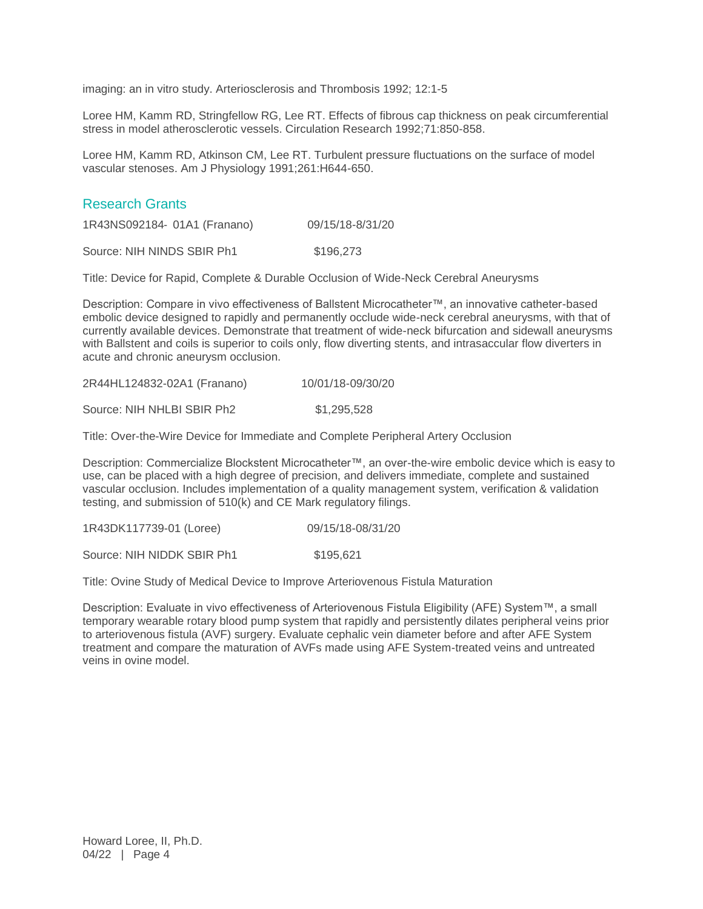imaging: an in vitro study. Arteriosclerosis and Thrombosis 1992; 12:1-5

Loree HM, Kamm RD, Stringfellow RG, Lee RT. Effects of fibrous cap thickness on peak circumferential stress in model atherosclerotic vessels. Circulation Research 1992;71:850-858.

Loree HM, Kamm RD, Atkinson CM, Lee RT. Turbulent pressure fluctuations on the surface of model vascular stenoses. Am J Physiology 1991;261:H644-650.

## Research Grants

1R43NS092184- 01A1 (Franano) 09/15/18-8/31/20

Source: NIH NINDS SBIR Ph1 $196,273

Title: Device for Rapid, Complete & Durable Occlusion of Wide-Neck Cerebral Aneurysms

Description: Compare in vivo effectiveness of Ballstent Microcatheter™, an innovative catheter-based embolic device designed to rapidly and permanently occlude wide-neck cerebral aneurysms, with that of currently available devices. Demonstrate that treatment of wide-neck bifurcation and sidewall aneurysms with Ballstent and coils is superior to coils only, flow diverting stents, and intrasaccular flow diverters in acute and chronic aneurysm occlusion.

2R44HL124832-02A1 (Franano) 10/01/18-09/30/20

Source: NIH NHLBI SBIR Ph2 $1,295,528

Title: Over-the-Wire Device for Immediate and Complete Peripheral Artery Occlusion

Description: Commercialize Blockstent Microcatheter™, an over-the-wire embolic device which is easy to use, can be placed with a high degree of precision, and delivers immediate, complete and sustained vascular occlusion. Includes implementation of a quality management system, verification & validation testing, and submission of 510(k) and CE Mark regulatory filings.

1R43DK117739-01 (Loree) 09/15/18-08/31/20

Source: NIH NIDDK SBIR Ph1 $195,621

Title: Ovine Study of Medical Device to Improve Arteriovenous Fistula Maturation

Description: Evaluate in vivo effectiveness of Arteriovenous Fistula Eligibility (AFE) System™, a small temporary wearable rotary blood pump system that rapidly and persistently dilates peripheral veins prior to arteriovenous fistula (AVF) surgery. Evaluate cephalic vein diameter before and after AFE System treatment and compare the maturation of AVFs made using AFE System-treated veins and untreated veins in ovine model.